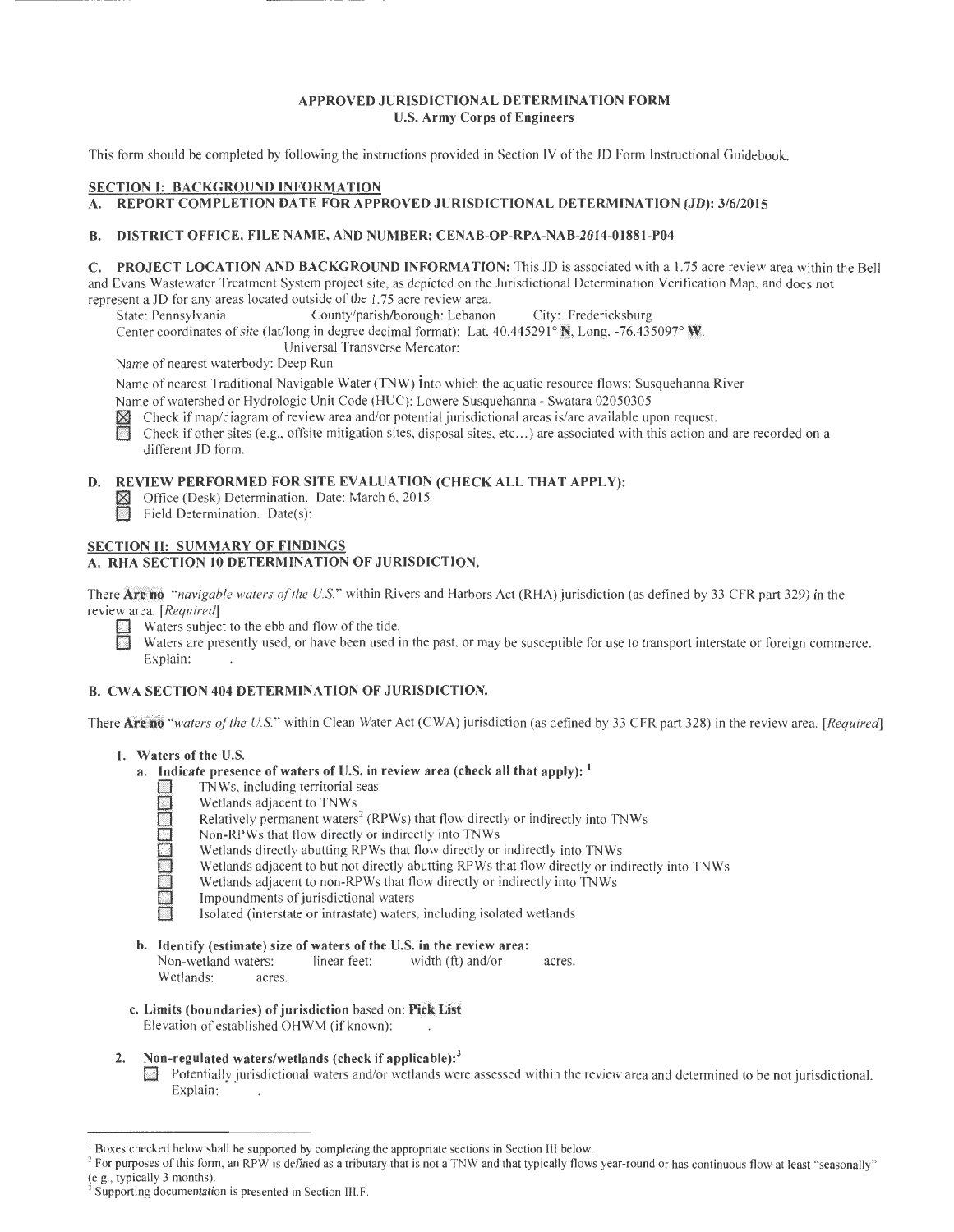## APPROVED JURISDICTIONAL DETERMINATION FORM
### U.S. Army Corps of Engineers

This form should be completed by following the instructions provided in Section IV of the JD Form Instructional Guidebook.

**SECTION I: BACKGROUND INFORMATION**

**A. REPORT COMPLETION DATE FOR APPROVED JURISDICTIONAL DETERMINATION (JD): 3/6/2015**

**B. DISTRICT OFFICE, FILE NAME, AND NUMBER: CENAB-OP-RPA-NAB-2014-01881-P04**

**C. PROJECT LOCATION AND BACKGROUND INFORMATION:** This JD is associated with a 1.75 acre review area within the Bell and Evans Wastewater Treatment System project site, as depicted on the Jurisdictional Determination Verification Map, and does not represent a JD for any areas located outside of the 1.75 acre review area.

State: Pennsylvania County/parish/borough: Lebanon City: Fredericksburg

Center coordinates of site (lat/long in degree decimal format): Lat. 40.445291° **N**, Long. -76.435097° **W**.

Universal Transverse Mercator:

Name of nearest waterbody: Deep Run

Name of nearest Traditional Navigable Water (TNW) into which the aquatic resource flows: Susquehanna River

Name of watershed or Hydrologic Unit Code (HUC): Lowere Susquehanna - Swatara 02050305

☒ Check if map/diagram of review area and/or potential jurisdictional areas is/are available upon request.

☐ Check if other sites (e.g., offsite mitigation sites, disposal sites, etc…) are associated with this action and are recorded on a different JD form.

**D. REVIEW PERFORMED FOR SITE EVALUATION (CHECK ALL THAT APPLY):**

☒ Office (Desk) Determination. Date: March 6, 2015

☐ Field Determination. Date(s):

**SECTION II: SUMMARY OF FINDINGS**

**A. RHA SECTION 10 DETERMINATION OF JURISDICTION.**

There **Are no** "*navigable waters of the U.S.*" within Rivers and Harbors Act (RHA) jurisdiction (as defined by 33 CFR part 329) in the review area. [*Required*]

☐ Waters subject to the ebb and flow of the tide.

☐ Waters are presently used, or have been used in the past, or may be susceptible for use to transport interstate or foreign commerce. Explain: .

**B. CWA SECTION 404 DETERMINATION OF JURISDICTION.**

There **Are no** "*waters of the U.S.*" within Clean Water Act (CWA) jurisdiction (as defined by 33 CFR part 328) in the review area. [*Required*]

**1. Waters of the U.S.**

**a. Indicate presence of waters of U.S. in review area (check all that apply):** [1]

☐ TNWs, including territorial seas

☐ Wetlands adjacent to TNWs

☐ Relatively permanent waters[2] (RPWs) that flow directly or indirectly into TNWs

☐ Non-RPWs that flow directly or indirectly into TNWs

☐ Wetlands directly abutting RPWs that flow directly or indirectly into TNWs

☐ Wetlands adjacent to but not directly abutting RPWs that flow directly or indirectly into TNWs

☐ Wetlands adjacent to non-RPWs that flow directly or indirectly into TNWs

☐ Impoundments of jurisdictional waters

☐ Isolated (interstate or intrastate) waters, including isolated wetlands

**b. Identify (estimate) size of waters of the U.S. in the review area:**

Non-wetland waters: linear feet: width (ft) and/or acres.

Wetlands: acres.

**c. Limits (boundaries) of jurisdiction** based on: **Pick List**

Elevation of established OHWM (if known): .

**2. Non-regulated waters/wetlands (check if applicable):**[3]

☐ Potentially jurisdictional waters and/or wetlands were assessed within the review area and determined to be not jurisdictional. Explain: .

---

[1] Boxes checked below shall be supported by completing the appropriate sections in Section III below.

[2] For purposes of this form, an RPW is defined as a tributary that is not a TNW and that typically flows year-round or has continuous flow at least "seasonally" (e.g., typically 3 months).

[3] Supporting documentation is presented in Section III.F.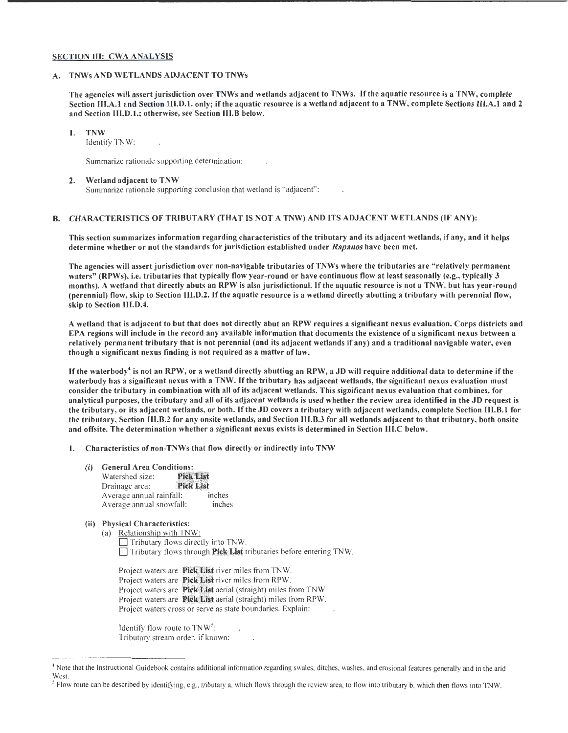## SECTION III: CWA ANALYSIS

### A. TNWs AND WETLANDS ADJACENT TO TNWs

**The agencies will assert jurisdiction over TNWs and wetlands adjacent to TNWs. If the aquatic resource is a TNW, complete Section III.A.1 and Section III.D.1. only; if the aquatic resource is a wetland adjacent to a TNW, complete Sections III.A.1 and 2 and Section III.D.1.; otherwise, see Section III.B below.**

1. **TNW**
   Identify TNW: .

   Summarize rationale supporting determination: .

2. **Wetland adjacent to TNW**
   Summarize rationale supporting conclusion that wetland is "adjacent": .

### B. CHARACTERISTICS OF TRIBUTARY (THAT IS NOT A TNW) AND ITS ADJACENT WETLANDS (IF ANY):

**This section summarizes information regarding characteristics of the tributary and its adjacent wetlands, if any, and it helps determine whether or not the standards for jurisdiction established under *Rapanos* have been met.**

**The agencies will assert jurisdiction over non-navigable tributaries of TNWs where the tributaries are "relatively permanent waters" (RPWs), i.e. tributaries that typically flow year-round or have continuous flow at least seasonally (e.g., typically 3 months). A wetland that directly abuts an RPW is also jurisdictional. If the aquatic resource is not a TNW, but has year-round (perennial) flow, skip to Section III.D.2. If the aquatic resource is a wetland directly abutting a tributary with perennial flow, skip to Section III.D.4.**

**A wetland that is adjacent to but that does not directly abut an RPW requires a significant nexus evaluation. Corps districts and EPA regions will include in the record any available information that documents the existence of a significant nexus between a relatively permanent tributary that is not perennial (and its adjacent wetlands if any) and a traditional navigable water, even though a significant nexus finding is not required as a matter of law.**

**If the waterbody[4] is not an RPW, or a wetland directly abutting an RPW, a JD will require additional data to determine if the waterbody has a significant nexus with a TNW. If the tributary has adjacent wetlands, the significant nexus evaluation must consider the tributary in combination with all of its adjacent wetlands. This significant nexus evaluation that combines, for analytical purposes, the tributary and all of its adjacent wetlands is used whether the review area identified in the JD request is the tributary, or its adjacent wetlands, or both. If the JD covers a tributary with adjacent wetlands, complete Section III.B.1 for the tributary, Section III.B.2 for any onsite wetlands, and Section III.B.3 for all wetlands adjacent to that tributary, both onsite and offsite. The determination whether a significant nexus exists is determined in Section III.C below.**

1. **Characteristics of non-TNWs that flow directly or indirectly into TNW**

   **(i) General Area Conditions:**
   Watershed size: **Pick List**
   Drainage area: **Pick List**
   Average annual rainfall: inches
   Average annual snowfall: inches

   **(ii) Physical Characteristics:**
   (a) Relationship with TNW:
   ☐ Tributary flows directly into TNW.
   ☐ Tributary flows through **Pick List** tributaries before entering TNW.

   Project waters are **Pick List** river miles from TNW.
   Project waters are **Pick List** river miles from RPW.
   Project waters are **Pick List** aerial (straight) miles from TNW.
   Project waters are **Pick List** aerial (straight) miles from RPW.
   Project waters cross or serve as state boundaries. Explain: .

   Identify flow route to TNW[5]: .
   Tributary stream order, if known: .

---

[4] Note that the Instructional Guidebook contains additional information regarding swales, ditches, washes, and erosional features generally and in the arid West.

[5] Flow route can be described by identifying, e.g., tributary a, which flows through the review area, to flow into tributary b, which then flows into TNW.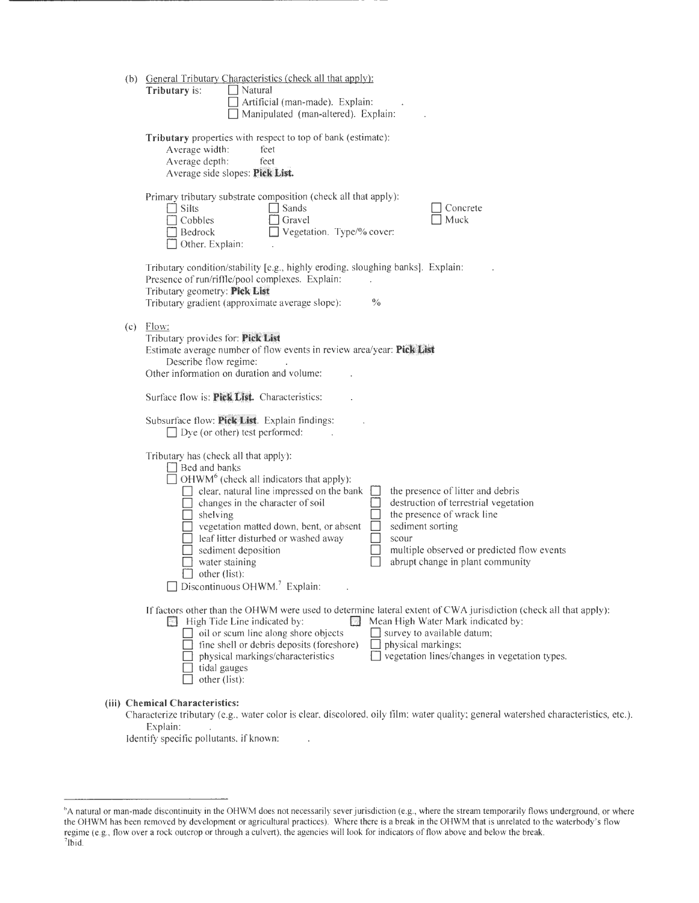(b) General Tributary Characteristics (check all that apply):

**Tributary** is: ☐ Natural
☐ Artificial (man-made). Explain: .
☐ Manipulated (man-altered). Explain: .

**Tributary** properties with respect to top of bank (estimate):
Average width: feet
Average depth: feet
Average side slopes: **Pick List.**

Primary tributary substrate composition (check all that apply):

☐ Silts ☐ Sands ☐ Concrete
☐ Cobbles ☐ Gravel ☐ Muck
☐ Bedrock ☐ Vegetation. Type/% cover:
☐ Other. Explain: .

Tributary condition/stability [e.g., highly eroding, sloughing banks]. Explain: .
Presence of run/riffle/pool complexes. Explain: .
Tributary geometry: **Pick List**
Tributary gradient (approximate average slope): %

(c) Flow:

Tributary provides for: **Pick List**
Estimate average number of flow events in review area/year: **Pick List**
Describe flow regime: .
Other information on duration and volume: .

Surface flow is: **Pick List.** Characteristics: .

Subsurface flow: **Pick List**. Explain findings: .
☐ Dye (or other) test performed: .

Tributary has (check all that apply):
☐ Bed and banks
☐ OHWM[6] (check all indicators that apply):
☐ clear, natural line impressed on the bank ☐ the presence of litter and debris
☐ changes in the character of soil ☐ destruction of terrestrial vegetation
☐ shelving ☐ the presence of wrack line
☐ vegetation matted down, bent, or absent ☐ sediment sorting
☐ leaf litter disturbed or washed away ☐ scour
☐ sediment deposition ☐ multiple observed or predicted flow events
☐ water staining ☐ abrupt change in plant community
☐ other (list):
☐ Discontinuous OHWM.[7] Explain: .

If factors other than the OHWM were used to determine lateral extent of CWA jurisdiction (check all that apply):
☐ High Tide Line indicated by: ☐ Mean High Water Mark indicated by:
☐ oil or scum line along shore objects ☐ survey to available datum;
☐ fine shell or debris deposits (foreshore) ☐ physical markings;
☐ physical markings/characteristics ☐ vegetation lines/changes in vegetation types.
☐ tidal gauges
☐ other (list):

(iii) **Chemical Characteristics:**

Characterize tributary (e.g., water color is clear, discolored, oily film; water quality; general watershed characteristics, etc.).
Explain: .
Identify specific pollutants, if known: .

---

[6]A natural or man-made discontinuity in the OHWM does not necessarily sever jurisdiction (e.g., where the stream temporarily flows underground, or where the OHWM has been removed by development or agricultural practices). Where there is a break in the OHWM that is unrelated to the waterbody's flow regime (e.g., flow over a rock outcrop or through a culvert), the agencies will look for indicators of flow above and below the break.

[7]Ibid.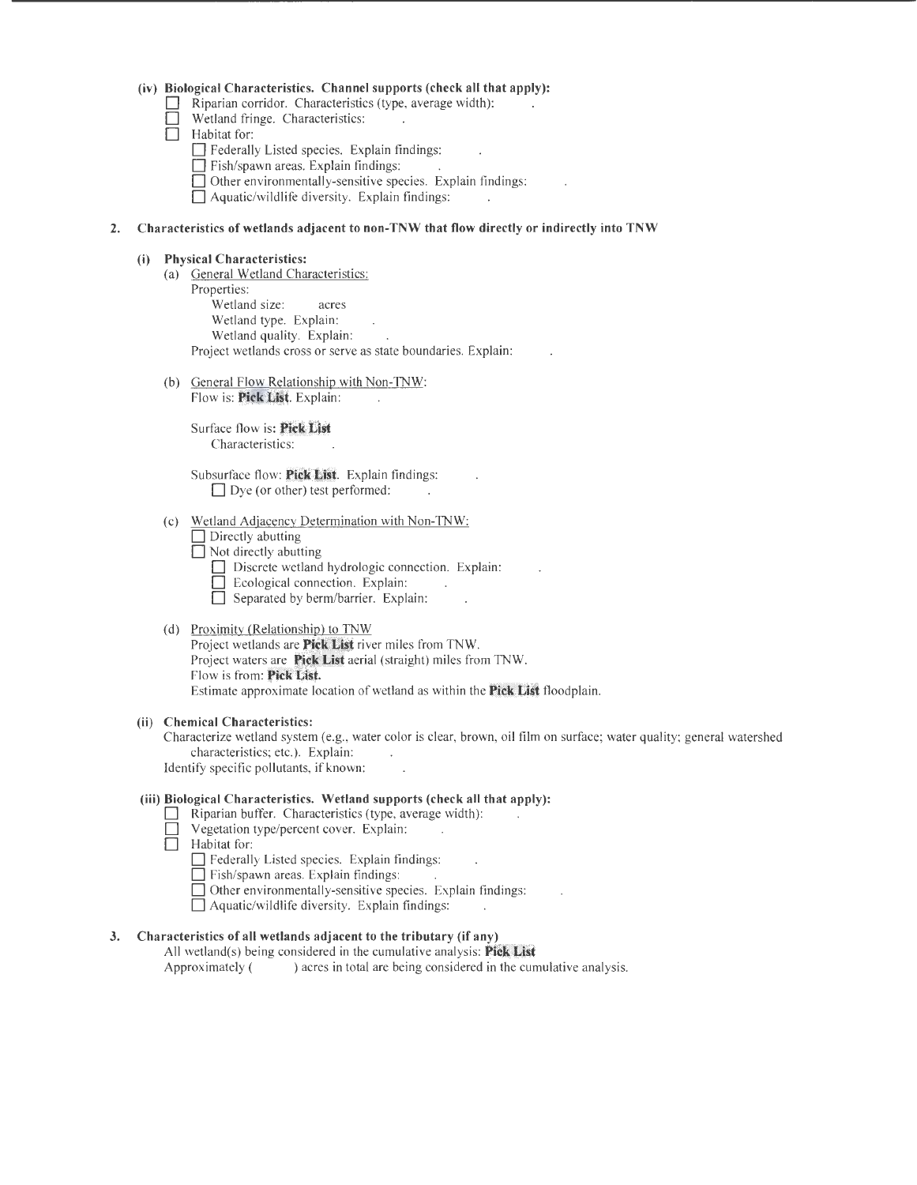**(iv) Biological Characteristics. Channel supports (check all that apply):**

- ☐ Riparian corridor. Characteristics (type, average width): .
- ☐ Wetland fringe. Characteristics: .
- ☐ Habitat for:
  - ☐ Federally Listed species. Explain findings: .
  - ☐ Fish/spawn areas. Explain findings: .
  - ☐ Other environmentally-sensitive species. Explain findings: .
  - ☐ Aquatic/wildlife diversity. Explain findings: .

**2. Characteristics of wetlands adjacent to non-TNW that flow directly or indirectly into TNW**

**(i) Physical Characteristics:**

(a) General Wetland Characteristics:

Properties:

Wetland size: acres

Wetland type. Explain: .

Wetland quality. Explain: .

Project wetlands cross or serve as state boundaries. Explain: .

(b) General Flow Relationship with Non-TNW:

Flow is: **Pick List**. Explain: .

Surface flow is: **Pick List**

Characteristics: .

Subsurface flow: **Pick List**. Explain findings: .

☐ Dye (or other) test performed: .

(c) Wetland Adjacency Determination with Non-TNW:

- ☐ Directly abutting
- ☐ Not directly abutting
  - ☐ Discrete wetland hydrologic connection. Explain: .
  - ☐ Ecological connection. Explain: .
  - ☐ Separated by berm/barrier. Explain: .

(d) Proximity (Relationship) to TNW

Project wetlands are **Pick List** river miles from TNW.

Project waters are **Pick List** aerial (straight) miles from TNW.

Flow is from: **Pick List.**

Estimate approximate location of wetland as within the **Pick List** floodplain.

**(ii) Chemical Characteristics:**

Characterize wetland system (e.g., water color is clear, brown, oil film on surface; water quality; general watershed characteristics; etc.). Explain: .

Identify specific pollutants, if known: .

**(iii) Biological Characteristics. Wetland supports (check all that apply):**

- ☐ Riparian buffer. Characteristics (type, average width): .
- ☐ Vegetation type/percent cover. Explain: .
- ☐ Habitat for:
  - ☐ Federally Listed species. Explain findings: .
  - ☐ Fish/spawn areas. Explain findings: .
  - ☐ Other environmentally-sensitive species. Explain findings: .
  - ☐ Aquatic/wildlife diversity. Explain findings: .

**3. Characteristics of all wetlands adjacent to the tributary (if any)**

All wetland(s) being considered in the cumulative analysis: **Pick List**

Approximately ( ) acres in total are being considered in the cumulative analysis.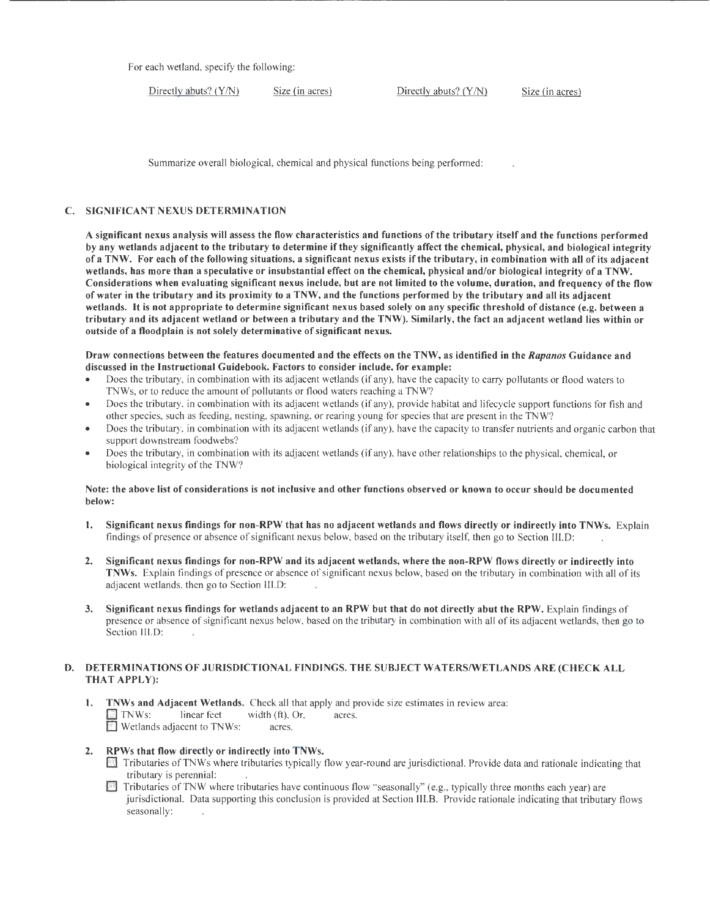For each wetland, specify the following:

| Directly abuts? (Y/N) | Size (in acres) | Directly abuts? (Y/N) | Size (in acres) |
|---|---|---|---|

Summarize overall biological, chemical and physical functions being performed: .

### C. SIGNIFICANT NEXUS DETERMINATION

**A significant nexus analysis will assess the flow characteristics and functions of the tributary itself and the functions performed by any wetlands adjacent to the tributary to determine if they significantly affect the chemical, physical, and biological integrity of a TNW. For each of the following situations, a significant nexus exists if the tributary, in combination with all of its adjacent wetlands, has more than a speculative or insubstantial effect on the chemical, physical and/or biological integrity of a TNW. Considerations when evaluating significant nexus include, but are not limited to the volume, duration, and frequency of the flow of water in the tributary and its proximity to a TNW, and the functions performed by the tributary and all its adjacent wetlands. It is not appropriate to determine significant nexus based solely on any specific threshold of distance (e.g. between a tributary and its adjacent wetland or between a tributary and the TNW). Similarly, the fact an adjacent wetland lies within or outside of a floodplain is not solely determinative of significant nexus.**

**Draw connections between the features documented and the effects on the TNW, as identified in the *Rapanos* Guidance and discussed in the Instructional Guidebook. Factors to consider include, for example:**

- Does the tributary, in combination with its adjacent wetlands (if any), have the capacity to carry pollutants or flood waters to TNWs, or to reduce the amount of pollutants or flood waters reaching a TNW?
- Does the tributary, in combination with its adjacent wetlands (if any), provide habitat and lifecycle support functions for fish and other species, such as feeding, nesting, spawning, or rearing young for species that are present in the TNW?
- Does the tributary, in combination with its adjacent wetlands (if any), have the capacity to transfer nutrients and organic carbon that support downstream foodwebs?
- Does the tributary, in combination with its adjacent wetlands (if any), have other relationships to the physical, chemical, or biological integrity of the TNW?

**Note: the above list of considerations is not inclusive and other functions observed or known to occur should be documented below:**

1. **Significant nexus findings for non-RPW that has no adjacent wetlands and flows directly or indirectly into TNWs.** Explain findings of presence or absence of significant nexus below, based on the tributary itself, then go to Section III.D: .

2. **Significant nexus findings for non-RPW and its adjacent wetlands, where the non-RPW flows directly or indirectly into TNWs.** Explain findings of presence or absence of significant nexus below, based on the tributary in combination with all of its adjacent wetlands, then go to Section III.D: .

3. **Significant nexus findings for wetlands adjacent to an RPW but that do not directly abut the RPW.** Explain findings of presence or absence of significant nexus below, based on the tributary in combination with all of its adjacent wetlands, then go to Section III.D: .

### D. DETERMINATIONS OF JURISDICTIONAL FINDINGS. THE SUBJECT WATERS/WETLANDS ARE (CHECK ALL THAT APPLY):

1. **TNWs and Adjacent Wetlands.** Check all that apply and provide size estimates in review area:
   - ☐ TNWs: linear feet width (ft), Or, acres.
   - ☐ Wetlands adjacent to TNWs: acres.

2. **RPWs that flow directly or indirectly into TNWs.**
   - ☐ Tributaries of TNWs where tributaries typically flow year-round are jurisdictional. Provide data and rationale indicating that tributary is perennial: .
   - ☐ Tributaries of TNW where tributaries have continuous flow "seasonally" (e.g., typically three months each year) are jurisdictional. Data supporting this conclusion is provided at Section III.B. Provide rationale indicating that tributary flows seasonally: .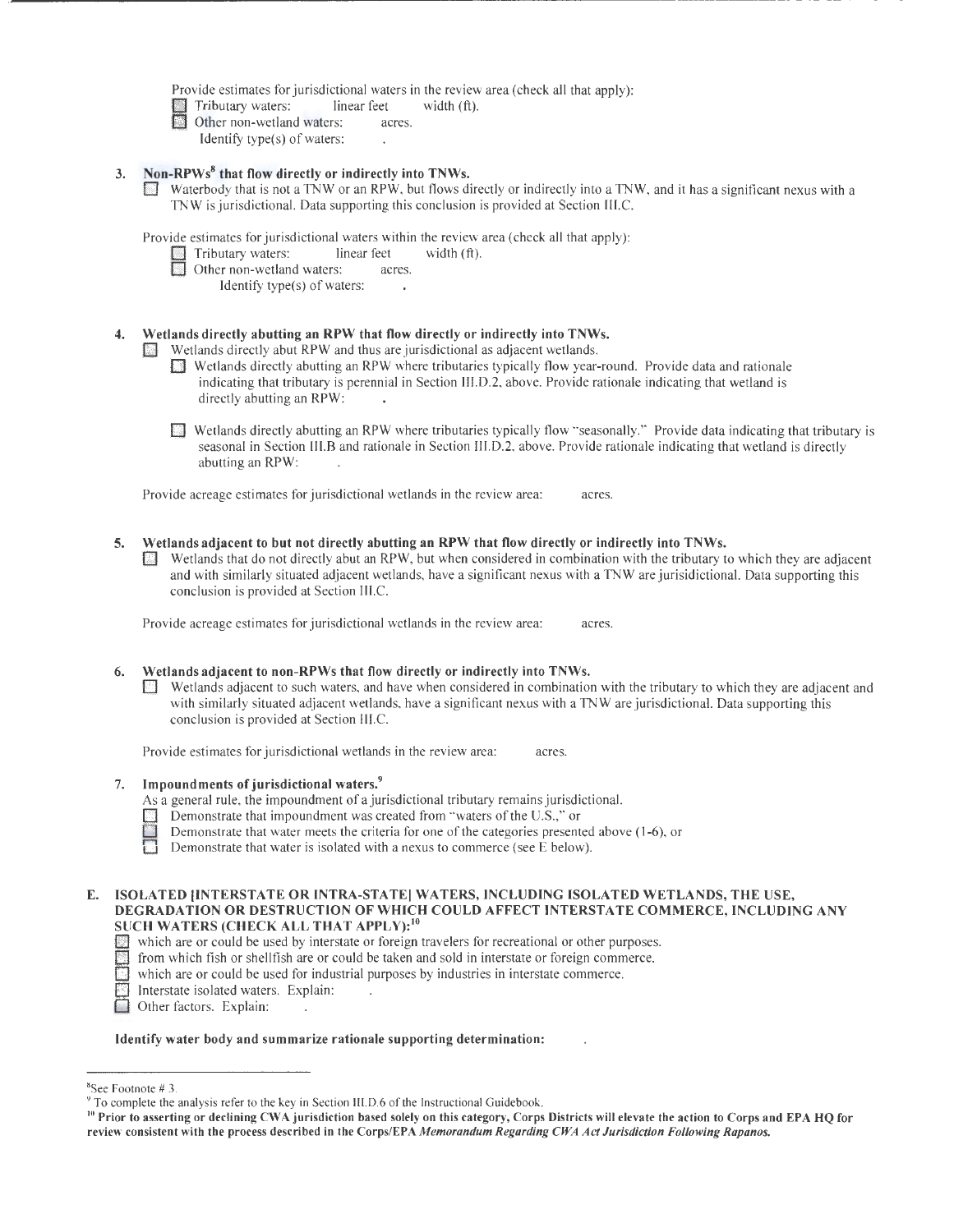Provide estimates for jurisdictional waters in the review area (check all that apply):

- ☐ Tributary waters: linear feet width (ft).
- ☐ Other non-wetland waters: acres.
  Identify type(s) of waters: .

**3. Non-RPWs[8] that flow directly or indirectly into TNWs.**

☐ Waterbody that is not a TNW or an RPW, but flows directly or indirectly into a TNW, and it has a significant nexus with a TNW is jurisdictional. Data supporting this conclusion is provided at Section III.C.

Provide estimates for jurisdictional waters within the review area (check all that apply):

- ☐ Tributary waters: linear feet width (ft).
- ☐ Other non-wetland waters: acres.
  Identify type(s) of waters: .

**4. Wetlands directly abutting an RPW that flow directly or indirectly into TNWs.**

☐ Wetlands directly abut RPW and thus are jurisdictional as adjacent wetlands.

☐ Wetlands directly abutting an RPW where tributaries typically flow year-round. Provide data and rationale indicating that tributary is perennial in Section III.D.2, above. Provide rationale indicating that wetland is directly abutting an RPW: .

☐ Wetlands directly abutting an RPW where tributaries typically flow "seasonally." Provide data indicating that tributary is seasonal in Section III.B and rationale in Section III.D.2, above. Provide rationale indicating that wetland is directly abutting an RPW: .

Provide acreage estimates for jurisdictional wetlands in the review area: acres.

**5. Wetlands adjacent to but not directly abutting an RPW that flow directly or indirectly into TNWs.**

☐ Wetlands that do not directly abut an RPW, but when considered in combination with the tributary to which they are adjacent and with similarly situated adjacent wetlands, have a significant nexus with a TNW are jurisidictional. Data supporting this conclusion is provided at Section III.C.

Provide acreage estimates for jurisdictional wetlands in the review area: acres.

**6. Wetlands adjacent to non-RPWs that flow directly or indirectly into TNWs.**

☐ Wetlands adjacent to such waters, and have when considered in combination with the tributary to which they are adjacent and with similarly situated adjacent wetlands, have a significant nexus with a TNW are jurisdictional. Data supporting this conclusion is provided at Section III.C.

Provide estimates for jurisdictional wetlands in the review area: acres.

**7. Impoundments of jurisdictional waters.[9]**

As a general rule, the impoundment of a jurisdictional tributary remains jurisdictional.

- ☐ Demonstrate that impoundment was created from "waters of the U.S.," or
- ☐ Demonstrate that water meets the criteria for one of the categories presented above (1-6), or
- ☐ Demonstrate that water is isolated with a nexus to commerce (see E below).

**E. ISOLATED [INTERSTATE OR INTRA-STATE] WATERS, INCLUDING ISOLATED WETLANDS, THE USE, DEGRADATION OR DESTRUCTION OF WHICH COULD AFFECT INTERSTATE COMMERCE, INCLUDING ANY SUCH WATERS (CHECK ALL THAT APPLY):[10]**

- ☐ which are or could be used by interstate or foreign travelers for recreational or other purposes.
- ☐ from which fish or shellfish are or could be taken and sold in interstate or foreign commerce.
- ☐ which are or could be used for industrial purposes by industries in interstate commerce.
- ☐ Interstate isolated waters. Explain: .
- ☐ Other factors. Explain: .

**Identify water body and summarize rationale supporting determination:** .

---

[8] See Footnote # 3.

[9] To complete the analysis refer to the key in Section III.D.6 of the Instructional Guidebook.

[10] **Prior to asserting or declining CWA jurisdiction based solely on this category, Corps Districts will elevate the action to Corps and EPA HQ for review consistent with the process described in the Corps/EPA *Memorandum Regarding CWA Act Jurisdiction Following Rapanos.***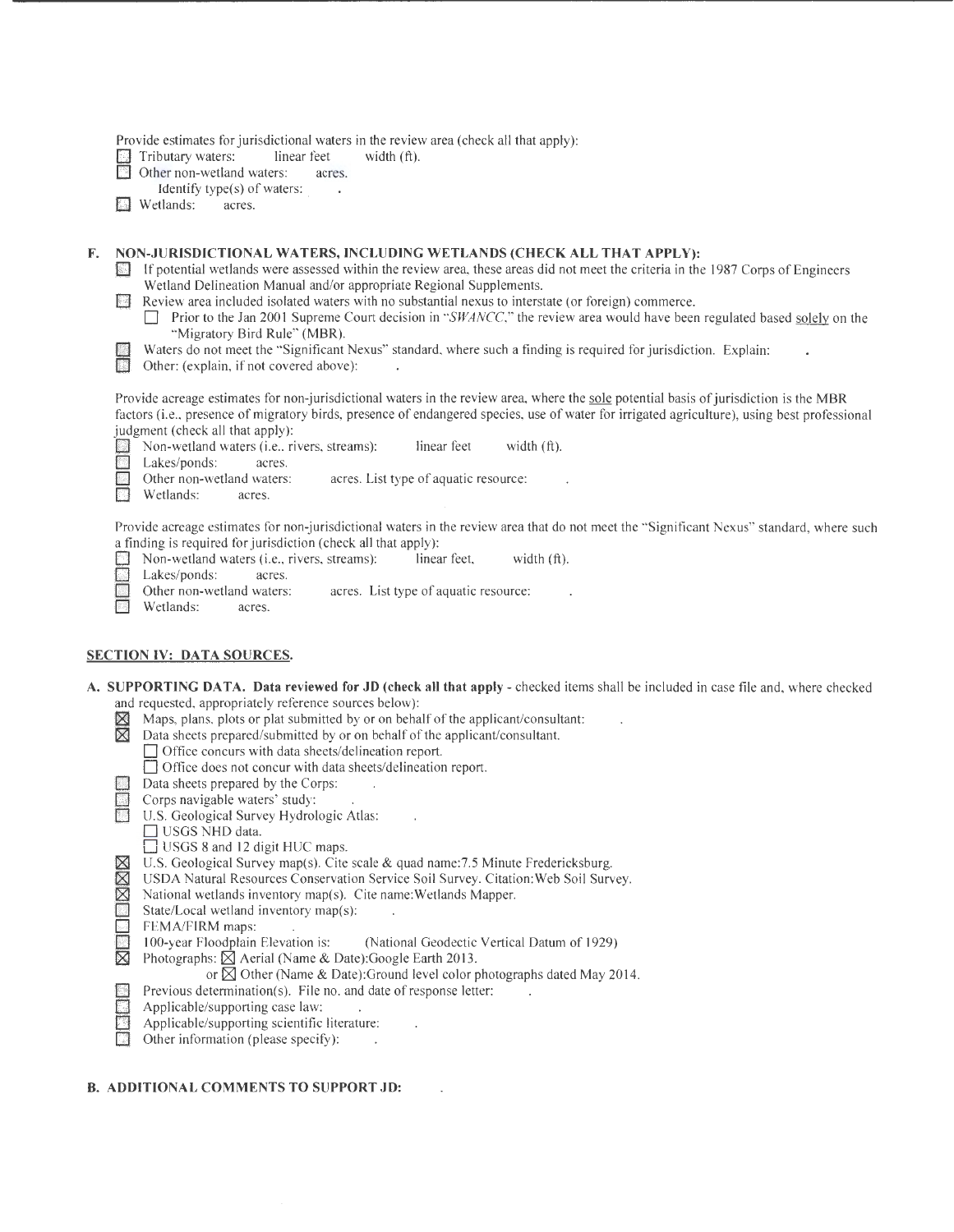Provide estimates for jurisdictional waters in the review area (check all that apply):

- ☐ Tributary waters: linear feet width (ft).
- ☐ Other non-wetland waters: acres.
  - Identify type(s) of waters: .
- ☐ Wetlands: acres.

**F. NON-JURISDICTIONAL WATERS, INCLUDING WETLANDS (CHECK ALL THAT APPLY):**

- ☐ If potential wetlands were assessed within the review area, these areas did not meet the criteria in the 1987 Corps of Engineers Wetland Delineation Manual and/or appropriate Regional Supplements.
- ☐ Review area included isolated waters with no substantial nexus to interstate (or foreign) commerce.
  - ☐ Prior to the Jan 2001 Supreme Court decision in "*SWANCC*," the review area would have been regulated based solely on the "Migratory Bird Rule" (MBR).
- ☐ Waters do not meet the "Significant Nexus" standard, where such a finding is required for jurisdiction. Explain: .
- ☐ Other: (explain, if not covered above): .

Provide acreage estimates for non-jurisdictional waters in the review area, where the sole potential basis of jurisdiction is the MBR factors (i.e., presence of migratory birds, presence of endangered species, use of water for irrigated agriculture), using best professional judgment (check all that apply):

- ☐ Non-wetland waters (i.e., rivers, streams): linear feet width (ft).
- ☐ Lakes/ponds: acres.
- ☐ Other non-wetland waters: acres. List type of aquatic resource: .
- ☐ Wetlands: acres.

Provide acreage estimates for non-jurisdictional waters in the review area that do not meet the "Significant Nexus" standard, where such a finding is required for jurisdiction (check all that apply):

- ☐ Non-wetland waters (i.e., rivers, streams): linear feet, width (ft).
- ☐ Lakes/ponds: acres.
- ☐ Other non-wetland waters: acres. List type of aquatic resource: .
- ☐ Wetlands: acres.

## SECTION IV: DATA SOURCES.

**A. SUPPORTING DATA. Data reviewed for JD (check all that apply** - checked items shall be included in case file and, where checked and requested, appropriately reference sources below):

- ☒ Maps, plans, plots or plat submitted by or on behalf of the applicant/consultant: .
- ☒ Data sheets prepared/submitted by or on behalf of the applicant/consultant.
  - ☐ Office concurs with data sheets/delineation report.
  - ☐ Office does not concur with data sheets/delineation report.
- ☐ Data sheets prepared by the Corps: .
- ☐ Corps navigable waters' study: .
- ☐ U.S. Geological Survey Hydrologic Atlas: .
  - ☐ USGS NHD data.
  - ☐ USGS 8 and 12 digit HUC maps.
- ☒ U.S. Geological Survey map(s). Cite scale & quad name:7.5 Minute Fredericksburg.
- ☒ USDA Natural Resources Conservation Service Soil Survey. Citation:Web Soil Survey.
- ☒ National wetlands inventory map(s). Cite name:Wetlands Mapper.
- ☐ State/Local wetland inventory map(s): .
- ☐ FEMA/FIRM maps: .
- ☐ 100-year Floodplain Elevation is: (National Geodectic Vertical Datum of 1929)
- ☒ Photographs: ☒ Aerial (Name & Date):Google Earth 2013.
  - or ☒ Other (Name & Date):Ground level color photographs dated May 2014.
- ☐ Previous determination(s). File no. and date of response letter: .
- ☐ Applicable/supporting case law: .
- ☐ Applicable/supporting scientific literature: .
- ☐ Other information (please specify): .

**B. ADDITIONAL COMMENTS TO SUPPORT JD:** .